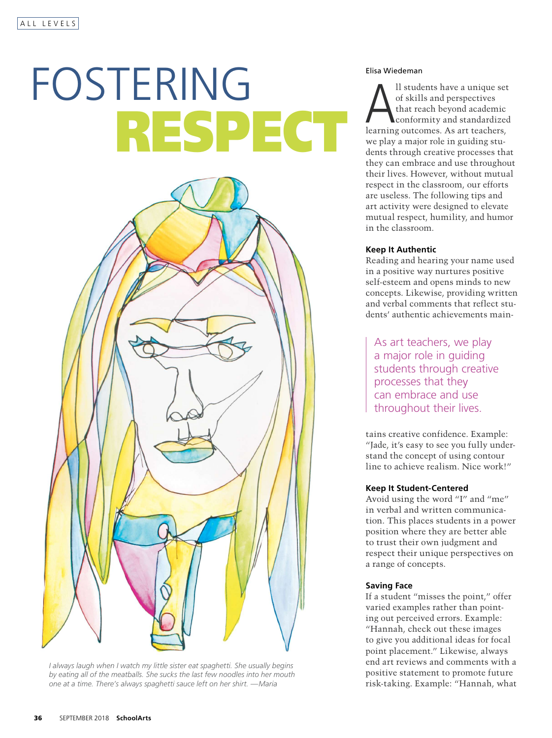ALL LEVELS

# FOSTERING RESPECT

*I always laugh when I watch my little sister eat spaghetti. She usually begins by eating all of the meatballs. She sucks the last few noodles into her mouth one at a time. There's always spaghetti sauce left on her shirt. —Maria*

Elisa Wiedeman

All students have a unique set of skills and perspectives that reach beyond academic conformity and standardized learning outcomes. As art teachers, we play a major role in guiding students through creative processes that they can embrace and use throughout their lives. However, without mutual respect in the classroom, our efforts are useless. The following tips and art activity were designed to elevate mutual respect, humility, and humor in the classroom.

### Keep It Authentic

Reading and hearing your name used in a positive way nurtures positive self-esteem and opens minds to new concepts. Likewise, providing written and verbal comments that reflect students' authentic achievements maintains creative confidence. Example: "Jade, it's easy to see you fully understand the concept of using contour line to achieve realism. Nice work!"

> As art teachers, we play a major role in guiding students through creative processes that they can embrace and use throughout their lives.

### Keep It Student-Centered

Avoid using the word "I" and "me" in verbal and written communication. This places students in a power position where they are better able to trust their own judgment and respect their unique perspectives on a range of concepts.

### Saving Face

If a student "misses the point," offer varied examples rather than pointing out perceived errors. Example: "Hannah, check out these images to give you additional ideas for focal point placement." Likewise, always end art reviews and comments with a positive statement to promote future risk-taking. Example: "Hannah, what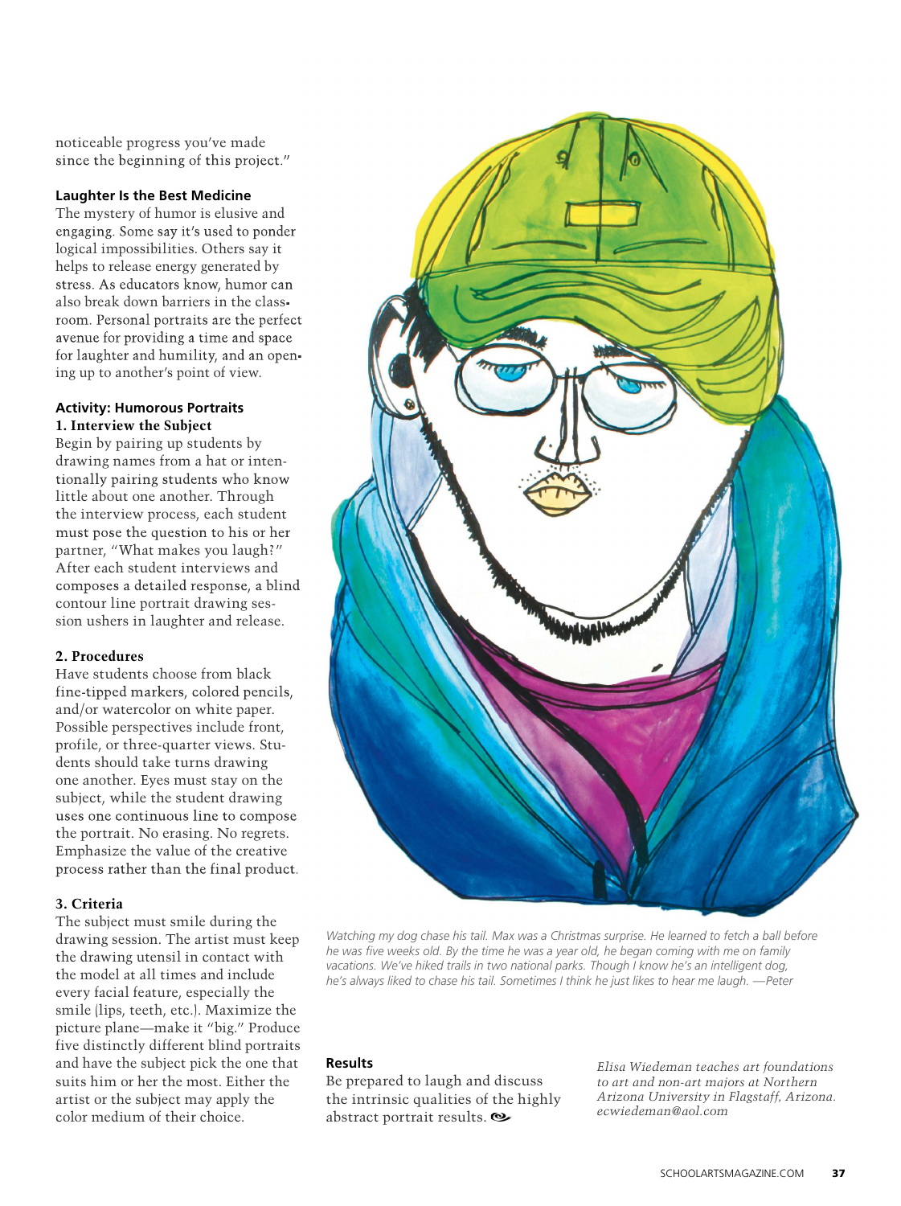noticeable progress you've made since the beginning of this project."

### Laughter Is the Best Medicine

The mystery of humor is elusive and engaging. Some say it's used to ponder logical impossibilities. Others say it helps to release energy generated by stress. As educators know, humor can also break down barriers in the classroom. Personal portraits are the perfect avenue for providing a time and space for laughter and humility, and an opening up to another's point of view.

### Activity: Humorous Portraits

**1. Interview the Subject**

Begin by pairing up students by drawing names from a hat or intentionally pairing students who know little about one another. Through the interview process, each student must pose the question to his or her partner, "What makes you laugh?" After each student interviews and composes a detailed response, a blind contour line portrait drawing session ushers in laughter and release.

**2. Procedures**

Have students choose from black fine-tipped markers, colored pencils, and/or watercolor on white paper. Possible perspectives include front, profile, or three-quarter views. Students should take turns drawing one another. Eyes must stay on the subject, while the student drawing uses one continuous line to compose the portrait. No erasing. No regrets. Emphasize the value of the creative process rather than the final product.

**3. Criteria**

The subject must smile during the drawing session. The artist must keep the drawing utensil in contact with the model at all times and include every facial feature, especially the smile (lips, teeth, etc.). Maximize the picture plane—make it "big." Produce five distinctly different blind portraits and have the subject pick the one that suits him or her the most. Either the artist or the subject may apply the color medium of their choice.

*Watching my dog chase his tail. Max was a Christmas surprise. He learned to fetch a ball before he was five weeks old. By the time he was a year old, he began coming with me on family vacations. We've hiked trails in two national parks. Though I know he's an intelligent dog, he's always liked to chase his tail. Sometimes I think he just likes to hear me laugh. —Peter*

### Results

Be prepared to laugh and discuss the intrinsic qualities of the highly abstract portrait results.

*Elisa Wiedeman teaches art foundations to art and non-art majors at Northern Arizona University in Flagstaff, Arizona. ecwiedeman@aol.com*